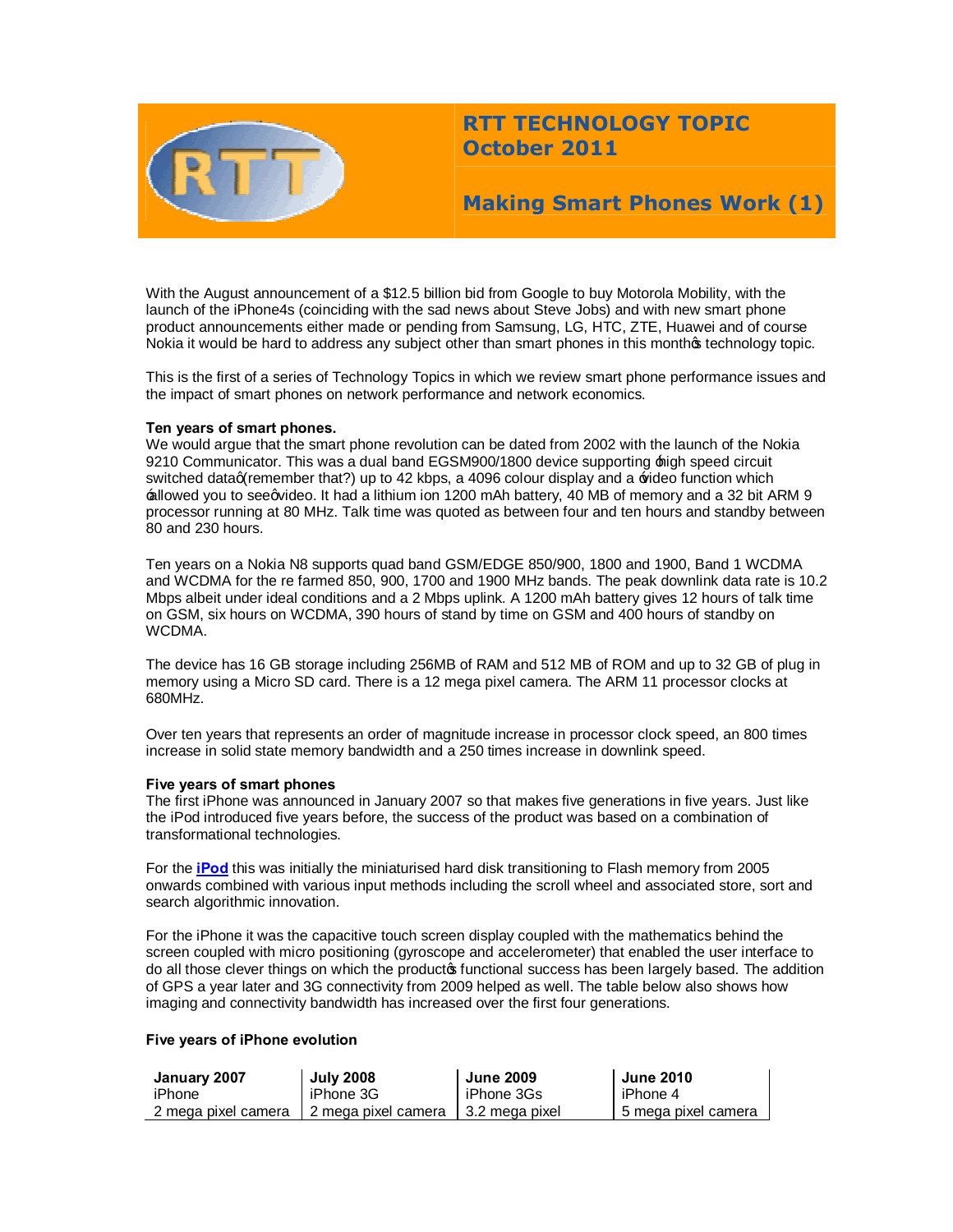# RTT TECHNOLOGY TOPIC October 2011

## Making Smart Phones Work (1)

With the August announcement of a $12.5 billion bid from Google to buy Motorola Mobility, with the launch of the iPhone4s (coinciding with the sad news about Steve Jobs) and with new smart phone product announcements either made or pending from Samsung, LG, HTC, ZTE, Huawei and of course Nokia it would be hard to address any subject other than smart phones in this month's technology topic.

This is the first of a series of Technology Topics in which we review smart phone performance issues and the impact of smart phones on network performance and network economics.

**Ten years of smart phones.**

We would argue that the smart phone revolution can be dated from 2002 with the launch of the Nokia 9210 Communicator. This was a dual band EGSM900/1800 device supporting 'high speed circuit switched data' (remember that?) up to 42 kbps, a 4096 colour display and a 'video function which 'allowed you to see' video. It had a lithium ion 1200 mAh battery, 40 MB of memory and a 32 bit ARM 9 processor running at 80 MHz. Talk time was quoted as between four and ten hours and standby between 80 and 230 hours.

Ten years on a Nokia N8 supports quad band GSM/EDGE 850/900, 1800 and 1900, Band 1 WCDMA and WCDMA for the re farmed 850, 900, 1700 and 1900 MHz bands. The peak downlink data rate is 10.2 Mbps albeit under ideal conditions and a 2 Mbps uplink. A 1200 mAh battery gives 12 hours of talk time on GSM, six hours on WCDMA, 390 hours of stand by time on GSM and 400 hours of standby on WCDMA.

The device has 16 GB storage including 256MB of RAM and 512 MB of ROM and up to 32 GB of plug in memory using a Micro SD card. There is a 12 mega pixel camera. The ARM 11 processor clocks at 680MHz.

Over ten years that represents an order of magnitude increase in processor clock speed, an 800 times increase in solid state memory bandwidth and a 250 times increase in downlink speed.

**Five years of smart phones**

The first iPhone was announced in January 2007 so that makes five generations in five years. Just like the iPod introduced five years before, the success of the product was based on a combination of transformational technologies.

For the **iPod** this was initially the miniaturised hard disk transitioning to Flash memory from 2005 onwards combined with various input methods including the scroll wheel and associated store, sort and search algorithmic innovation.

For the iPhone it was the capacitive touch screen display coupled with the mathematics behind the screen coupled with micro positioning (gyroscope and accelerometer) that enabled the user interface to do all those clever things on which the product's functional success has been largely based. The addition of GPS a year later and 3G connectivity from 2009 helped as well. The table below also shows how imaging and connectivity bandwidth has increased over the first four generations.

**Five years of iPhone evolution**

| January 2007 | July 2008 | June 2009 | June 2010 |
|---|---|---|---|
| iPhone | iPhone 3G | iPhone 3Gs | iPhone 4 |
| 2 mega pixel camera | 2 mega pixel camera | 3.2 mega pixel | 5 mega pixel camera |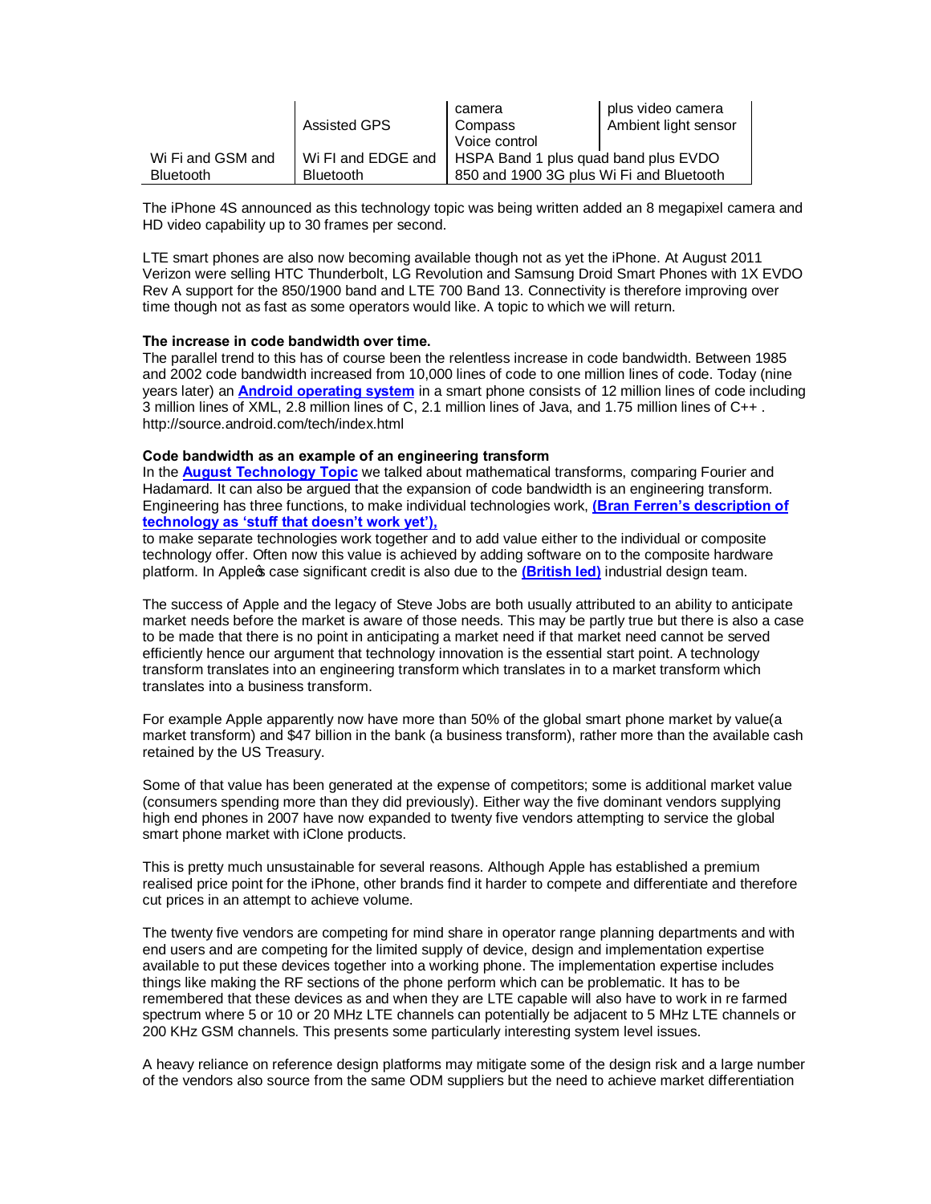| | | | |
|---|---|---|---|
| | Assisted GPS | camera<br>Compass<br>Voice control | plus video camera<br>Ambient light sensor |
| Wi Fi and GSM and Bluetooth | Wi FI and EDGE and Bluetooth | HSPA Band 1 plus quad band plus EVDO 850 and 1900 3G plus Wi Fi and Bluetooth | |

The iPhone 4S announced as this technology topic was being written added an 8 megapixel camera and HD video capability up to 30 frames per second.

LTE smart phones are also now becoming available though not as yet the iPhone. At August 2011 Verizon were selling HTC Thunderbolt, LG Revolution and Samsung Droid Smart Phones with 1X EVDO Rev A support for the 850/1900 band and LTE 700 Band 13. Connectivity is therefore improving over time though not as fast as some operators would like. A topic to which we will return.

**The increase in code bandwidth over time.**
The parallel trend to this has of course been the relentless increase in code bandwidth. Between 1985 and 2002 code bandwidth increased from 10,000 lines of code to one million lines of code. Today (nine years later) an **Android operating system** in a smart phone consists of 12 million lines of code including 3 million lines of XML, 2.8 million lines of C, 2.1 million lines of Java, and 1.75 million lines of C++ . http://source.android.com/tech/index.html

**Code bandwidth as an example of an engineering transform**
In the **August Technology Topic** we talked about mathematical transforms, comparing Fourier and Hadamard. It can also be argued that the expansion of code bandwidth is an engineering transform. Engineering has three functions, to make individual technologies work, **(Bran Ferren's description of technology as 'stuff that doesn't work yet'),**
to make separate technologies work together and to add value either to the individual or composite technology offer. Often now this value is achieved by adding software on to the composite hardware platform. In Apple's case significant credit is also due to the **(British led)** industrial design team.

The success of Apple and the legacy of Steve Jobs are both usually attributed to an ability to anticipate market needs before the market is aware of those needs. This may be partly true but there is also a case to be made that there is no point in anticipating a market need if that market need cannot be served efficiently hence our argument that technology innovation is the essential start point. A technology transform translates into an engineering transform which translates in to a market transform which translates into a business transform.

For example Apple apparently now have more than 50% of the global smart phone market by value(a market transform) and $47 billion in the bank (a business transform), rather more than the available cash retained by the US Treasury.

Some of that value has been generated at the expense of competitors; some is additional market value (consumers spending more than they did previously). Either way the five dominant vendors supplying high end phones in 2007 have now expanded to twenty five vendors attempting to service the global smart phone market with iClone products.

This is pretty much unsustainable for several reasons. Although Apple has established a premium realised price point for the iPhone, other brands find it harder to compete and differentiate and therefore cut prices in an attempt to achieve volume.

The twenty five vendors are competing for mind share in operator range planning departments and with end users and are competing for the limited supply of device, design and implementation expertise available to put these devices together into a working phone. The implementation expertise includes things like making the RF sections of the phone perform which can be problematic. It has to be remembered that these devices as and when they are LTE capable will also have to work in re farmed spectrum where 5 or 10 or 20 MHz LTE channels can potentially be adjacent to 5 MHz LTE channels or 200 KHz GSM channels. This presents some particularly interesting system level issues.

A heavy reliance on reference design platforms may mitigate some of the design risk and a large number of the vendors also source from the same ODM suppliers but the need to achieve market differentiation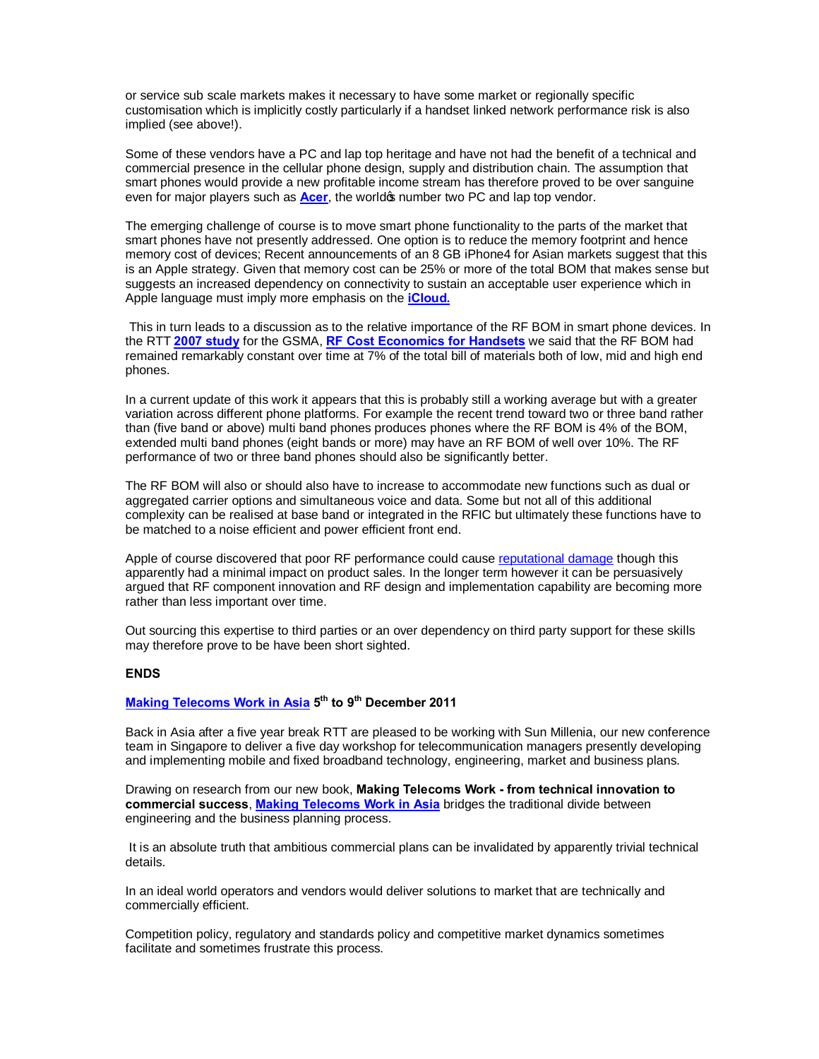or service sub scale markets makes it necessary to have some market or regionally specific customisation which is implicitly costly particularly if a handset linked network performance risk is also implied (see above!).

Some of these vendors have a PC and lap top heritage and have not had the benefit of a technical and commercial presence in the cellular phone design, supply and distribution chain. The assumption that smart phones would provide a new profitable income stream has therefore proved to be over sanguine even for major players such as **Acer**, the world's number two PC and lap top vendor.

The emerging challenge of course is to move smart phone functionality to the parts of the market that smart phones have not presently addressed. One option is to reduce the memory footprint and hence memory cost of devices; Recent announcements of an 8 GB iPhone4 for Asian markets suggest that this is an Apple strategy. Given that memory cost can be 25% or more of the total BOM that makes sense but suggests an increased dependency on connectivity to sustain an acceptable user experience which in Apple language must imply more emphasis on the **iCloud.**

This in turn leads to a discussion as to the relative importance of the RF BOM in smart phone devices. In the RTT **2007 study** for the GSMA, **RF Cost Economics for Handsets** we said that the RF BOM had remained remarkably constant over time at 7% of the total bill of materials both of low, mid and high end phones.

In a current update of this work it appears that this is probably still a working average but with a greater variation across different phone platforms. For example the recent trend toward two or three band rather than (five band or above) multi band phones produces phones where the RF BOM is 4% of the BOM, extended multi band phones (eight bands or more) may have an RF BOM of well over 10%. The RF performance of two or three band phones should also be significantly better.

The RF BOM will also or should also have to increase to accommodate new functions such as dual or aggregated carrier options and simultaneous voice and data. Some but not all of this additional complexity can be realised at base band or integrated in the RFIC but ultimately these functions have to be matched to a noise efficient and power efficient front end.

Apple of course discovered that poor RF performance could cause reputational damage though this apparently had a minimal impact on product sales. In the longer term however it can be persuasively argued that RF component innovation and RF design and implementation capability are becoming more rather than less important over time.

Out sourcing this expertise to third parties or an over dependency on third party support for these skills may therefore prove to be have been short sighted.

**ENDS**

**Making Telecoms Work in Asia 5th to 9th December 2011**

Back in Asia after a five year break RTT are pleased to be working with Sun Millenia, our new conference team in Singapore to deliver a five day workshop for telecommunication managers presently developing and implementing mobile and fixed broadband technology, engineering, market and business plans.

Drawing on research from our new book, **Making Telecoms Work - from technical innovation to commercial success**, **Making Telecoms Work in Asia** bridges the traditional divide between engineering and the business planning process.

It is an absolute truth that ambitious commercial plans can be invalidated by apparently trivial technical details.

In an ideal world operators and vendors would deliver solutions to market that are technically and commercially efficient.

Competition policy, regulatory and standards policy and competitive market dynamics sometimes facilitate and sometimes frustrate this process.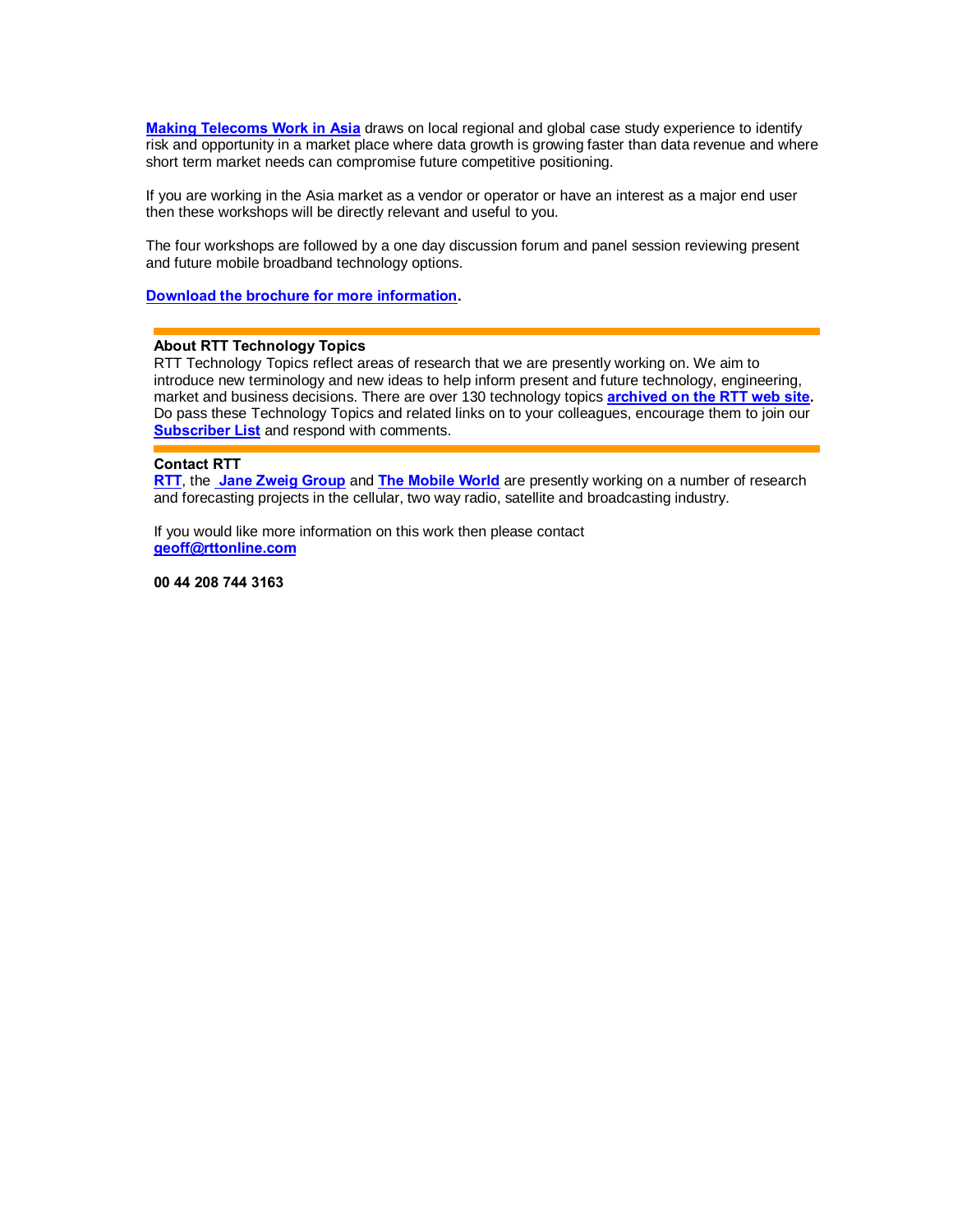**Making Telecoms Work in Asia** draws on local regional and global case study experience to identify risk and opportunity in a market place where data growth is growing faster than data revenue and where short term market needs can compromise future competitive positioning.

If you are working in the Asia market as a vendor or operator or have an interest as a major end user then these workshops will be directly relevant and useful to you.

The four workshops are followed by a one day discussion forum and panel session reviewing present and future mobile broadband technology options.

**Download the brochure for more information.**

---

**About RTT Technology Topics**

RTT Technology Topics reflect areas of research that we are presently working on. We aim to introduce new terminology and new ideas to help inform present and future technology, engineering, market and business decisions. There are over 130 technology topics **archived on the RTT web site.** Do pass these Technology Topics and related links on to your colleagues, encourage them to join our **Subscriber List** and respond with comments.

---

**Contact RTT**

**RTT**, the **Jane Zweig Group** and **The Mobile World** are presently working on a number of research and forecasting projects in the cellular, two way radio, satellite and broadcasting industry.

If you would like more information on this work then please contact
**geoff@rttonline.com**

**00 44 208 744 3163**